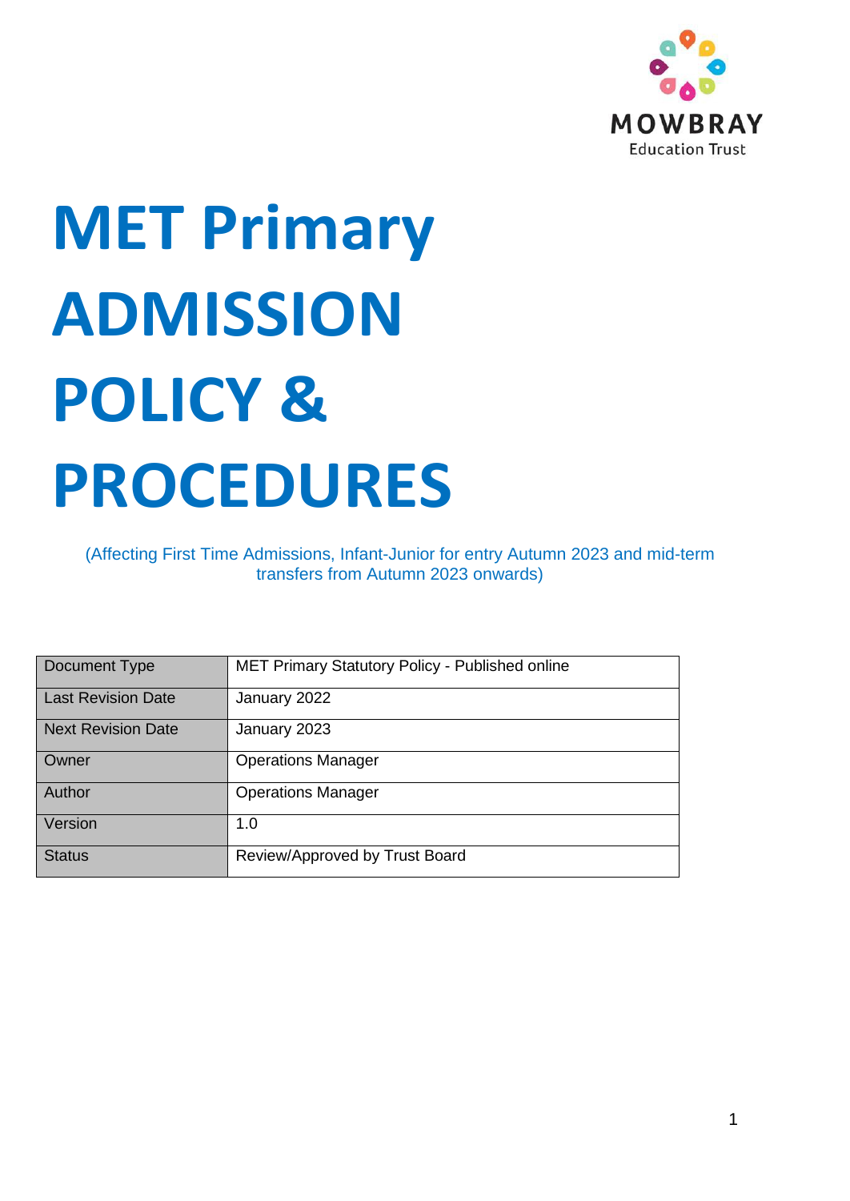MOWBRAY
Education Trust

# MET Primary ADMISSION POLICY & PROCEDURES

(Affecting First Time Admissions, Infant-Junior for entry Autumn 2023 and mid-term transfers from Autumn 2023 onwards)

| Document Type | MET Primary Statutory Policy - Published online |
|---|---|
| Last Revision Date | January 2022 |
| Next Revision Date | January 2023 |
| Owner | Operations Manager |
| Author | Operations Manager |
| Version | 1.0 |
| Status | Review/Approved by Trust Board |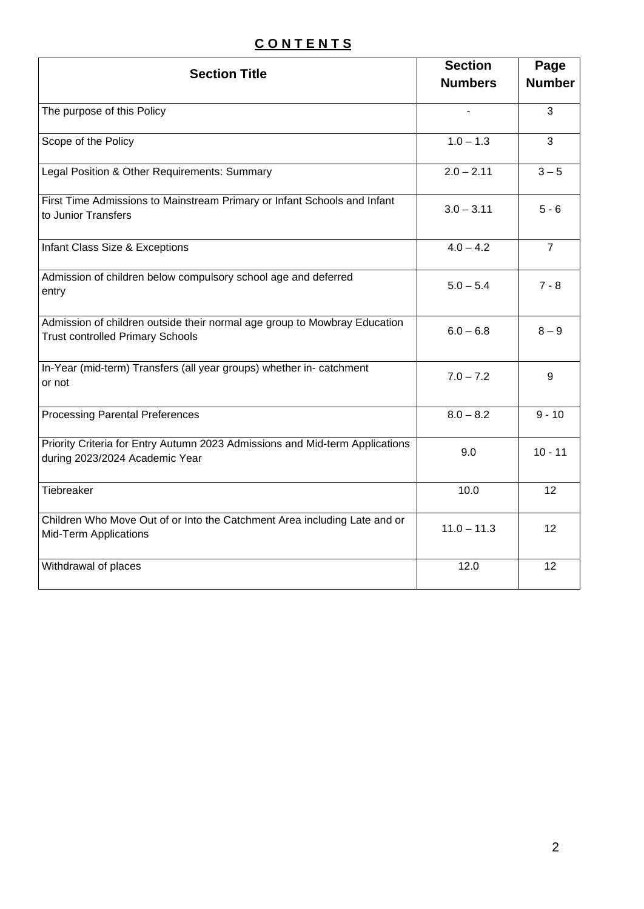# CONTENTS

| Section Title | Section Numbers | Page Number |
|---|---|---|
| The purpose of this Policy | - | 3 |
| Scope of the Policy | 1.0 – 1.3 | 3 |
| Legal Position & Other Requirements: Summary | 2.0 – 2.11 | 3 – 5 |
| First Time Admissions to Mainstream Primary or Infant Schools and Infant to Junior Transfers | 3.0 – 3.11 | 5 - 6 |
| Infant Class Size & Exceptions | 4.0 – 4.2 | 7 |
| Admission of children below compulsory school age and deferred entry | 5.0 – 5.4 | 7 - 8 |
| Admission of children outside their normal age group to Mowbray Education Trust controlled Primary Schools | 6.0 – 6.8 | 8 – 9 |
| In-Year (mid-term) Transfers (all year groups) whether in- catchment or not | 7.0 – 7.2 | 9 |
| Processing Parental Preferences | 8.0 – 8.2 | 9 - 10 |
| Priority Criteria for Entry Autumn 2023 Admissions and Mid-term Applications during 2023/2024 Academic Year | 9.0 | 10 - 11 |
| Tiebreaker | 10.0 | 12 |
| Children Who Move Out of or Into the Catchment Area including Late and or Mid-Term Applications | 11.0 – 11.3 | 12 |
| Withdrawal of places | 12.0 | 12 |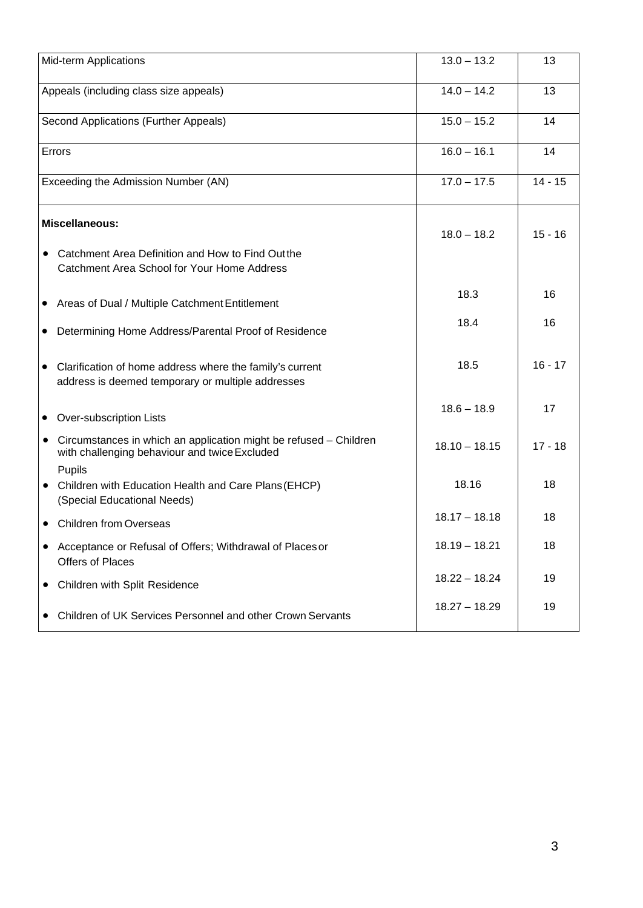| | | |
|---|---|---|
| Mid-term Applications | 13.0 – 13.2 | 13 |
| Appeals (including class size appeals) | 14.0 – 14.2 | 13 |
| Second Applications (Further Appeals) | 15.0 – 15.2 | 14 |
| Errors | 16.0 – 16.1 | 14 |
| Exceeding the Admission Number (AN) | 17.0 – 17.5 | 14 - 15 |
| **Miscellaneous:** | | |
| • Catchment Area Definition and How to Find Out the Catchment Area School for Your Home Address | 18.0 – 18.2 | 15 - 16 |
| • Areas of Dual / Multiple Catchment Entitlement | 18.3 | 16 |
| • Determining Home Address/Parental Proof of Residence | 18.4 | 16 |
| • Clarification of home address where the family's current address is deemed temporary or multiple addresses | 18.5 | 16 - 17 |
| • Over-subscription Lists | 18.6 – 18.9 | 17 |
| • Circumstances in which an application might be refused – Children with challenging behaviour and twice Excluded Pupils | 18.10 – 18.15 | 17 - 18 |
| • Children with Education Health and Care Plans (EHCP) (Special Educational Needs) | 18.16 | 18 |
| • Children from Overseas | 18.17 – 18.18 | 18 |
| • Acceptance or Refusal of Offers; Withdrawal of Places or Offers of Places | 18.19 – 18.21 | 18 |
| • Children with Split Residence | 18.22 – 18.24 | 19 |
| • Children of UK Services Personnel and other Crown Servants | 18.27 – 18.29 | 19 |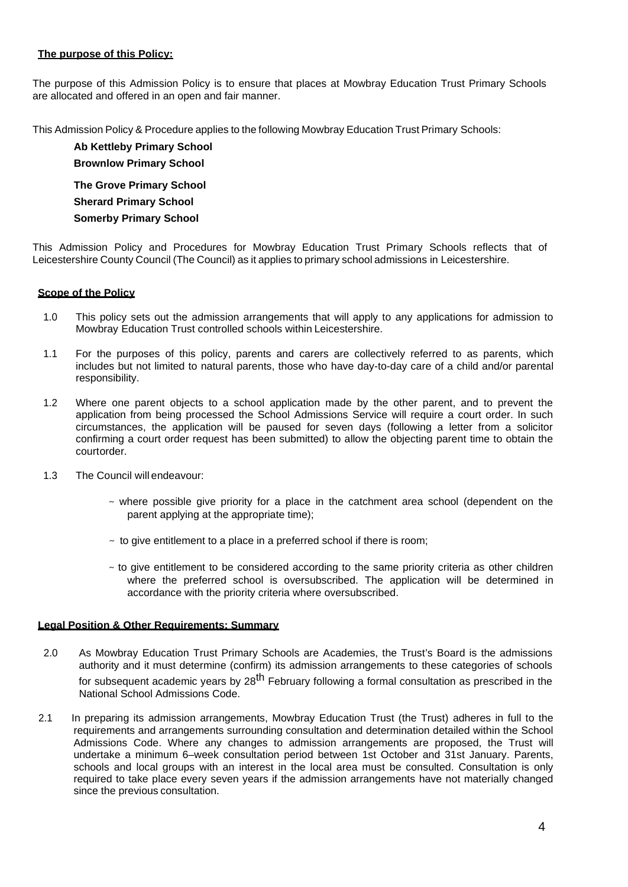**The purpose of this Policy:**

The purpose of this Admission Policy is to ensure that places at Mowbray Education Trust Primary Schools are allocated and offered in an open and fair manner.

This Admission Policy & Procedure applies to the following Mowbray Education Trust Primary Schools:

**Ab Kettleby Primary School**
**Brownlow Primary School**
**The Grove Primary School**
**Sherard Primary School**
**Somerby Primary School**

This Admission Policy and Procedures for Mowbray Education Trust Primary Schools reflects that of Leicestershire County Council (The Council) as it applies to primary school admissions in Leicestershire.

**Scope of the Policy**

1.0 This policy sets out the admission arrangements that will apply to any applications for admission to Mowbray Education Trust controlled schools within Leicestershire.

1.1 For the purposes of this policy, parents and carers are collectively referred to as parents, which includes but not limited to natural parents, those who have day-to-day care of a child and/or parental responsibility.

1.2 Where one parent objects to a school application made by the other parent, and to prevent the application from being processed the School Admissions Service will require a court order. In such circumstances, the application will be paused for seven days (following a letter from a solicitor confirming a court order request has been submitted) to allow the objecting parent time to obtain the courtorder.

1.3 The Council will endeavour:

~ where possible give priority for a place in the catchment area school (dependent on the parent applying at the appropriate time);

~ to give entitlement to a place in a preferred school if there is room;

~ to give entitlement to be considered according to the same priority criteria as other children where the preferred school is oversubscribed. The application will be determined in accordance with the priority criteria where oversubscribed.

**Legal Position & Other Requirements: Summary**

2.0 As Mowbray Education Trust Primary Schools are Academies, the Trust's Board is the admissions authority and it must determine (confirm) its admission arrangements to these categories of schools for subsequent academic years by 28th February following a formal consultation as prescribed in the National School Admissions Code.

2.1 In preparing its admission arrangements, Mowbray Education Trust (the Trust) adheres in full to the requirements and arrangements surrounding consultation and determination detailed within the School Admissions Code. Where any changes to admission arrangements are proposed, the Trust will undertake a minimum 6–week consultation period between 1st October and 31st January. Parents, schools and local groups with an interest in the local area must be consulted. Consultation is only required to take place every seven years if the admission arrangements have not materially changed since the previous consultation.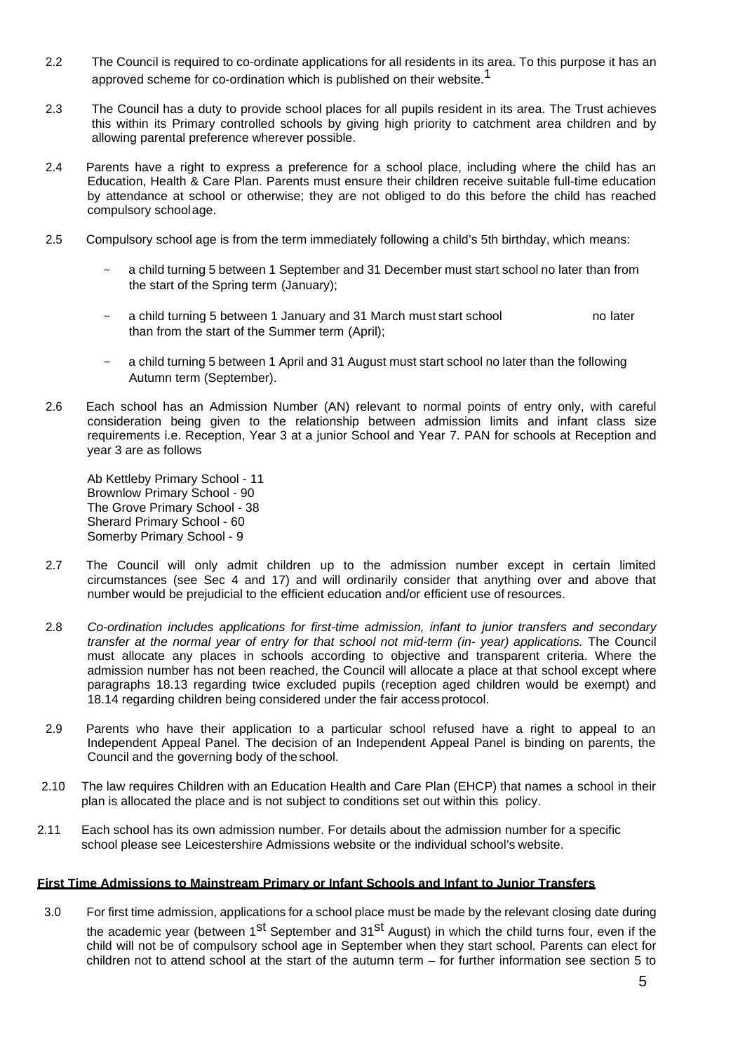2.2 The Council is required to co-ordinate applications for all residents in its area. To this purpose it has an approved scheme for co-ordination which is published on their website.[1]

2.3 The Council has a duty to provide school places for all pupils resident in its area. The Trust achieves this within its Primary controlled schools by giving high priority to catchment area children and by allowing parental preference wherever possible.

2.4 Parents have a right to express a preference for a school place, including where the child has an Education, Health & Care Plan. Parents must ensure their children receive suitable full-time education by attendance at school or otherwise; they are not obliged to do this before the child has reached compulsory school age.

2.5 Compulsory school age is from the term immediately following a child's 5th birthday, which means:

- a child turning 5 between 1 September and 31 December must start school no later than from the start of the Spring term (January);
- a child turning 5 between 1 January and 31 March must start school no later than from the start of the Summer term (April);
- a child turning 5 between 1 April and 31 August must start school no later than the following Autumn term (September).

2.6 Each school has an Admission Number (AN) relevant to normal points of entry only, with careful consideration being given to the relationship between admission limits and infant class size requirements i.e. Reception, Year 3 at a junior School and Year 7. PAN for schools at Reception and year 3 are as follows

Ab Kettleby Primary School - 11
Brownlow Primary School - 90
The Grove Primary School - 38
Sherard Primary School - 60
Somerby Primary School - 9

2.7 The Council will only admit children up to the admission number except in certain limited circumstances (see Sec 4 and 17) and will ordinarily consider that anything over and above that number would be prejudicial to the efficient education and/or efficient use of resources.

2.8 *Co-ordination includes applications for first-time admission, infant to junior transfers and secondary transfer at the normal year of entry for that school not mid-term (in- year) applications.* The Council must allocate any places in schools according to objective and transparent criteria. Where the admission number has not been reached, the Council will allocate a place at that school except where paragraphs 18.13 regarding twice excluded pupils (reception aged children would be exempt) and 18.14 regarding children being considered under the fair access protocol.

2.9 Parents who have their application to a particular school refused have a right to appeal to an Independent Appeal Panel. The decision of an Independent Appeal Panel is binding on parents, the Council and the governing body of the school.

2.10 The law requires Children with an Education Health and Care Plan (EHCP) that names a school in their plan is allocated the place and is not subject to conditions set out within this policy.

2.11 Each school has its own admission number. For details about the admission number for a specific school please see Leicestershire Admissions website or the individual school's website.

**First Time Admissions to Mainstream Primary or Infant Schools and Infant to Junior Transfers**

3.0 For first time admission, applications for a school place must be made by the relevant closing date during the academic year (between 1st September and 31st August) in which the child turns four, even if the child will not be of compulsory school age in September when they start school. Parents can elect for children not to attend school at the start of the autumn term – for further information see section 5 to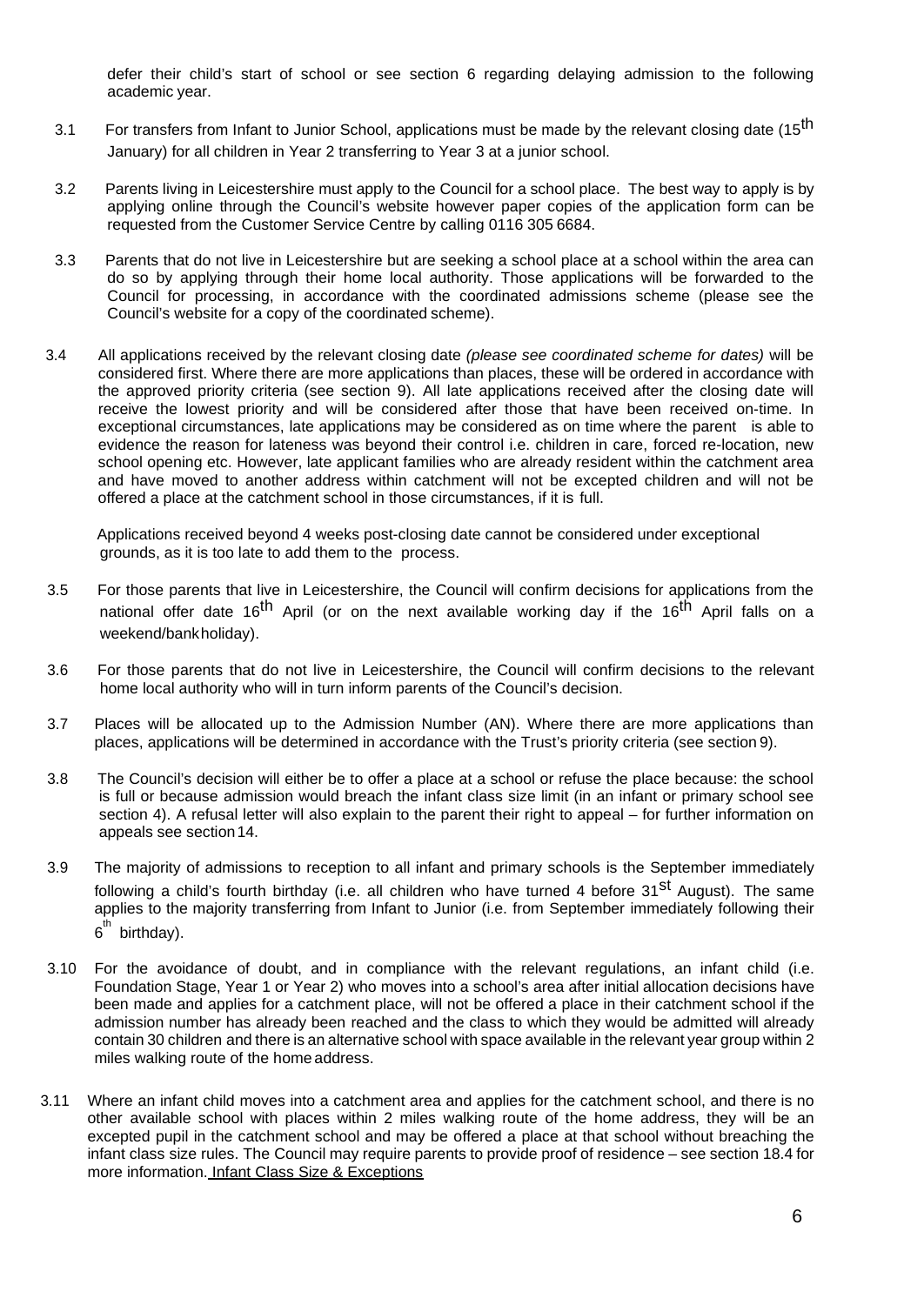defer their child's start of school or see section 6 regarding delaying admission to the following academic year.

3.1 For transfers from Infant to Junior School, applications must be made by the relevant closing date (15th January) for all children in Year 2 transferring to Year 3 at a junior school.

3.2 Parents living in Leicestershire must apply to the Council for a school place. The best way to apply is by applying online through the Council's website however paper copies of the application form can be requested from the Customer Service Centre by calling 0116 305 6684.

3.3 Parents that do not live in Leicestershire but are seeking a school place at a school within the area can do so by applying through their home local authority. Those applications will be forwarded to the Council for processing, in accordance with the coordinated admissions scheme (please see the Council's website for a copy of the coordinated scheme).

3.4 All applications received by the relevant closing date *(please see coordinated scheme for dates)* will be considered first. Where there are more applications than places, these will be ordered in accordance with the approved priority criteria (see section 9). All late applications received after the closing date will receive the lowest priority and will be considered after those that have been received on-time. In exceptional circumstances, late applications may be considered as on time where the parent is able to evidence the reason for lateness was beyond their control i.e. children in care, forced re-location, new school opening etc. However, late applicant families who are already resident within the catchment area and have moved to another address within catchment will not be excepted children and will not be offered a place at the catchment school in those circumstances, if it is full.

Applications received beyond 4 weeks post-closing date cannot be considered under exceptional grounds, as it is too late to add them to the process.

3.5 For those parents that live in Leicestershire, the Council will confirm decisions for applications from the national offer date 16th April (or on the next available working day if the 16th April falls on a weekend/bank holiday).

3.6 For those parents that do not live in Leicestershire, the Council will confirm decisions to the relevant home local authority who will in turn inform parents of the Council's decision.

3.7 Places will be allocated up to the Admission Number (AN). Where there are more applications than places, applications will be determined in accordance with the Trust's priority criteria (see section 9).

3.8 The Council's decision will either be to offer a place at a school or refuse the place because: the school is full or because admission would breach the infant class size limit (in an infant or primary school see section 4). A refusal letter will also explain to the parent their right to appeal – for further information on appeals see section 14.

3.9 The majority of admissions to reception to all infant and primary schools is the September immediately following a child's fourth birthday (i.e. all children who have turned 4 before 31st August). The same applies to the majority transferring from Infant to Junior (i.e. from September immediately following their 6th birthday).

3.10 For the avoidance of doubt, and in compliance with the relevant regulations, an infant child (i.e. Foundation Stage, Year 1 or Year 2) who moves into a school's area after initial allocation decisions have been made and applies for a catchment place, will not be offered a place in their catchment school if the admission number has already been reached and the class to which they would be admitted will already contain 30 children and there is an alternative school with space available in the relevant year group within 2 miles walking route of the home address.

3.11 Where an infant child moves into a catchment area and applies for the catchment school, and there is no other available school with places within 2 miles walking route of the home address, they will be an excepted pupil in the catchment school and may be offered a place at that school without breaching the infant class size rules. The Council may require parents to provide proof of residence – see section 18.4 for more information. Infant Class Size & Exceptions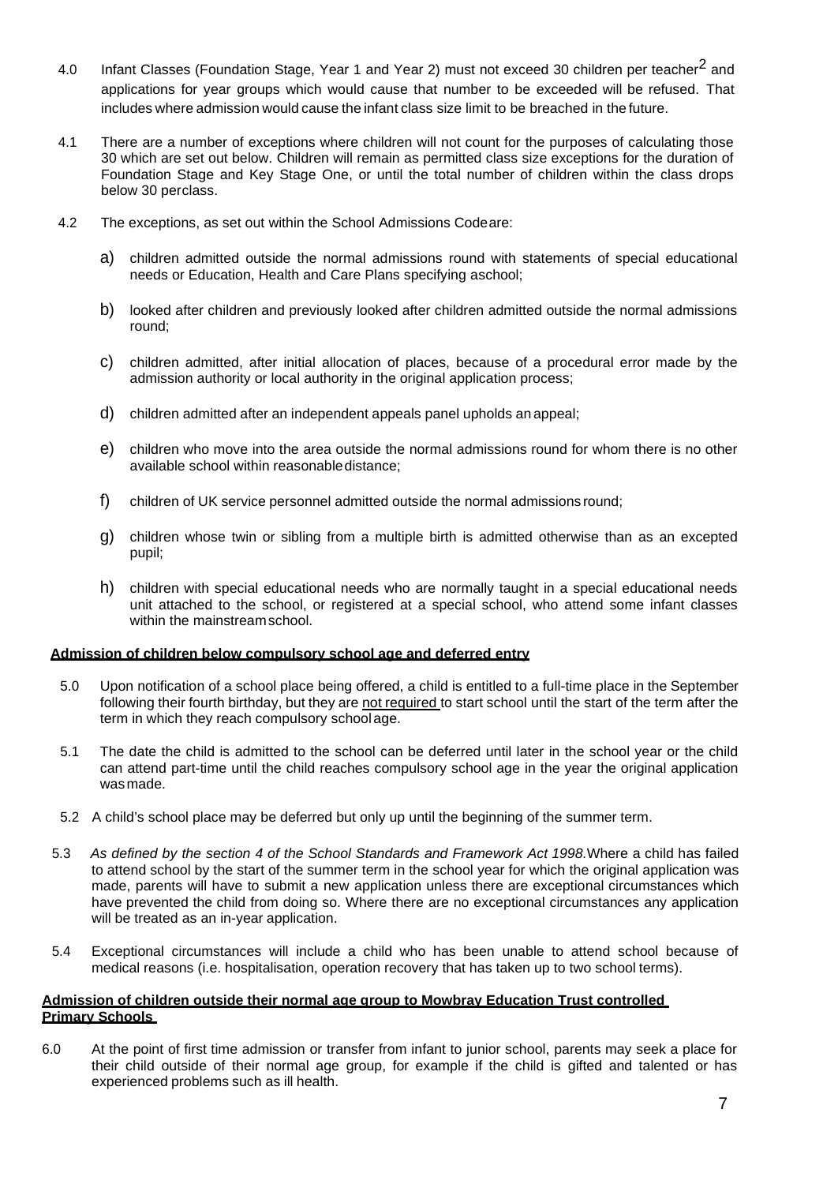4.0 Infant Classes (Foundation Stage, Year 1 and Year 2) must not exceed 30 children per teacher[2] and applications for year groups which would cause that number to be exceeded will be refused. That includes where admission would cause the infant class size limit to be breached in the future.

4.1 There are a number of exceptions where children will not count for the purposes of calculating those 30 which are set out below. Children will remain as permitted class size exceptions for the duration of Foundation Stage and Key Stage One, or until the total number of children within the class drops below 30 perclass.

4.2 The exceptions, as set out within the School Admissions Codeare:

a) children admitted outside the normal admissions round with statements of special educational needs or Education, Health and Care Plans specifying aschool;

b) looked after children and previously looked after children admitted outside the normal admissions round;

c) children admitted, after initial allocation of places, because of a procedural error made by the admission authority or local authority in the original application process;

d) children admitted after an independent appeals panel upholds an appeal;

e) children who move into the area outside the normal admissions round for whom there is no other available school within reasonable distance;

f) children of UK service personnel admitted outside the normal admissions round;

g) children whose twin or sibling from a multiple birth is admitted otherwise than as an excepted pupil;

h) children with special educational needs who are normally taught in a special educational needs unit attached to the school, or registered at a special school, who attend some infant classes within the mainstream school.

**Admission of children below compulsory school age and deferred entry**

5.0 Upon notification of a school place being offered, a child is entitled to a full-time place in the September following their fourth birthday, but they are not required to start school until the start of the term after the term in which they reach compulsory school age.

5.1 The date the child is admitted to the school can be deferred until later in the school year or the child can attend part-time until the child reaches compulsory school age in the year the original application was made.

5.2 A child's school place may be deferred but only up until the beginning of the summer term.

5.3 *As defined by the section 4 of the School Standards and Framework Act 1998.* Where a child has failed to attend school by the start of the summer term in the school year for which the original application was made, parents will have to submit a new application unless there are exceptional circumstances which have prevented the child from doing so. Where there are no exceptional circumstances any application will be treated as an in-year application.

5.4 Exceptional circumstances will include a child who has been unable to attend school because of medical reasons (i.e. hospitalisation, operation recovery that has taken up to two school terms).

**Admission of children outside their normal age group to Mowbray Education Trust controlled Primary Schools**

6.0 At the point of first time admission or transfer from infant to junior school, parents may seek a place for their child outside of their normal age group, for example if the child is gifted and talented or has experienced problems such as ill health.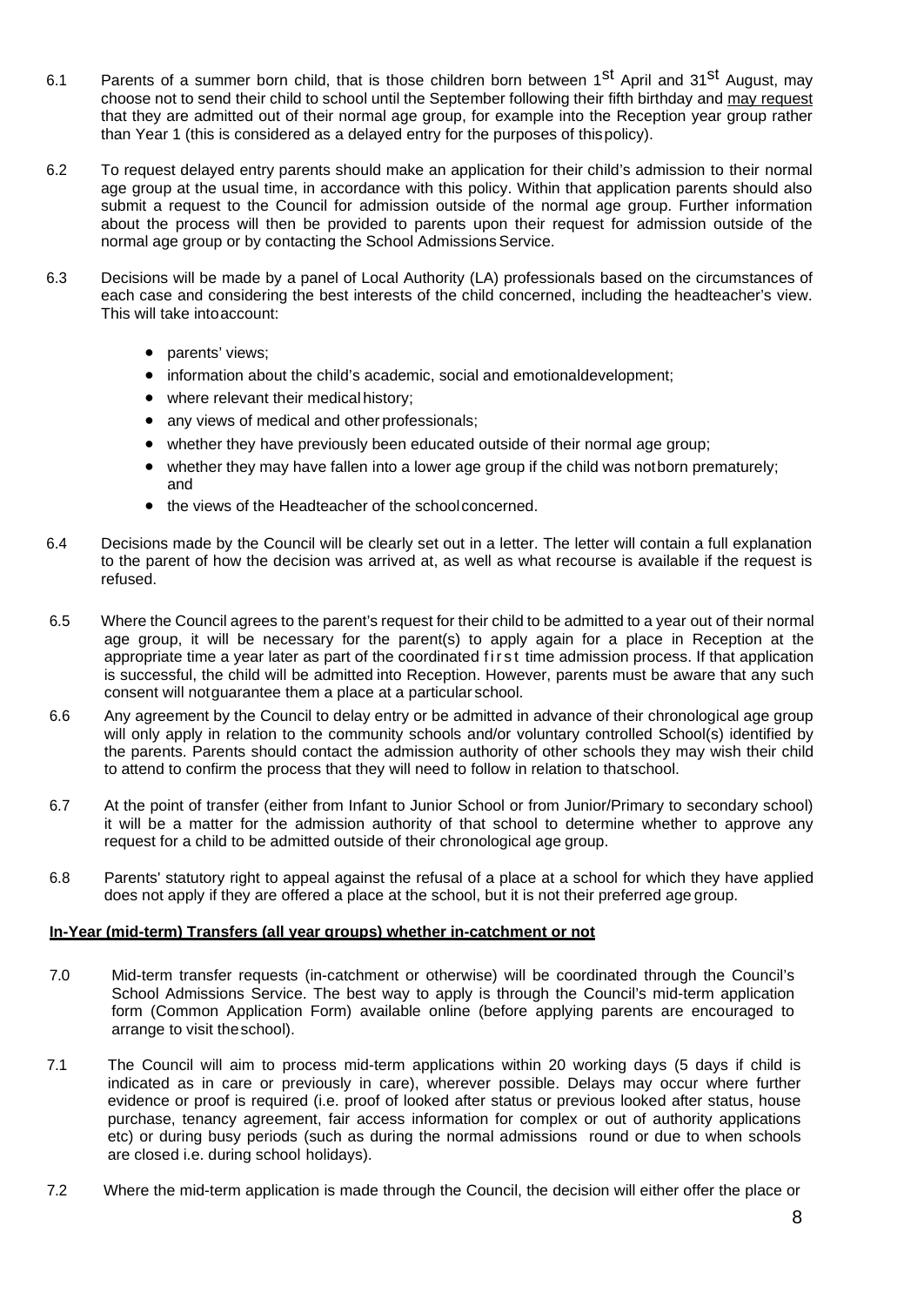6.1 Parents of a summer born child, that is those children born between 1st April and 31st August, may choose not to send their child to school until the September following their fifth birthday and may request that they are admitted out of their normal age group, for example into the Reception year group rather than Year 1 (this is considered as a delayed entry for the purposes of this policy).

6.2 To request delayed entry parents should make an application for their child's admission to their normal age group at the usual time, in accordance with this policy. Within that application parents should also submit a request to the Council for admission outside of the normal age group. Further information about the process will then be provided to parents upon their request for admission outside of the normal age group or by contacting the School Admissions Service.

6.3 Decisions will be made by a panel of Local Authority (LA) professionals based on the circumstances of each case and considering the best interests of the child concerned, including the headteacher's view. This will take into account:

- parents' views;
- information about the child's academic, social and emotional development;
- where relevant their medical history;
- any views of medical and other professionals;
- whether they have previously been educated outside of their normal age group;
- whether they may have fallen into a lower age group if the child was not born prematurely; and
- the views of the Headteacher of the school concerned.

6.4 Decisions made by the Council will be clearly set out in a letter. The letter will contain a full explanation to the parent of how the decision was arrived at, as well as what recourse is available if the request is refused.

6.5 Where the Council agrees to the parent's request for their child to be admitted to a year out of their normal age group, it will be necessary for the parent(s) to apply again for a place in Reception at the appropriate time a year later as part of the coordinated first time admission process. If that application is successful, the child will be admitted into Reception. However, parents must be aware that any such consent will not guarantee them a place at a particular school.

6.6 Any agreement by the Council to delay entry or be admitted in advance of their chronological age group will only apply in relation to the community schools and/or voluntary controlled School(s) identified by the parents. Parents should contact the admission authority of other schools they may wish their child to attend to confirm the process that they will need to follow in relation to that school.

6.7 At the point of transfer (either from Infant to Junior School or from Junior/Primary to secondary school) it will be a matter for the admission authority of that school to determine whether to approve any request for a child to be admitted outside of their chronological age group.

6.8 Parents' statutory right to appeal against the refusal of a place at a school for which they have applied does not apply if they are offered a place at the school, but it is not their preferred age group.

**In-Year (mid-term) Transfers (all year groups) whether in-catchment or not**

7.0 Mid-term transfer requests (in-catchment or otherwise) will be coordinated through the Council's School Admissions Service. The best way to apply is through the Council's mid-term application form (Common Application Form) available online (before applying parents are encouraged to arrange to visit the school).

7.1 The Council will aim to process mid-term applications within 20 working days (5 days if child is indicated as in care or previously in care), wherever possible. Delays may occur where further evidence or proof is required (i.e. proof of looked after status or previous looked after status, house purchase, tenancy agreement, fair access information for complex or out of authority applications etc) or during busy periods (such as during the normal admissions round or due to when schools are closed i.e. during school holidays).

7.2 Where the mid-term application is made through the Council, the decision will either offer the place or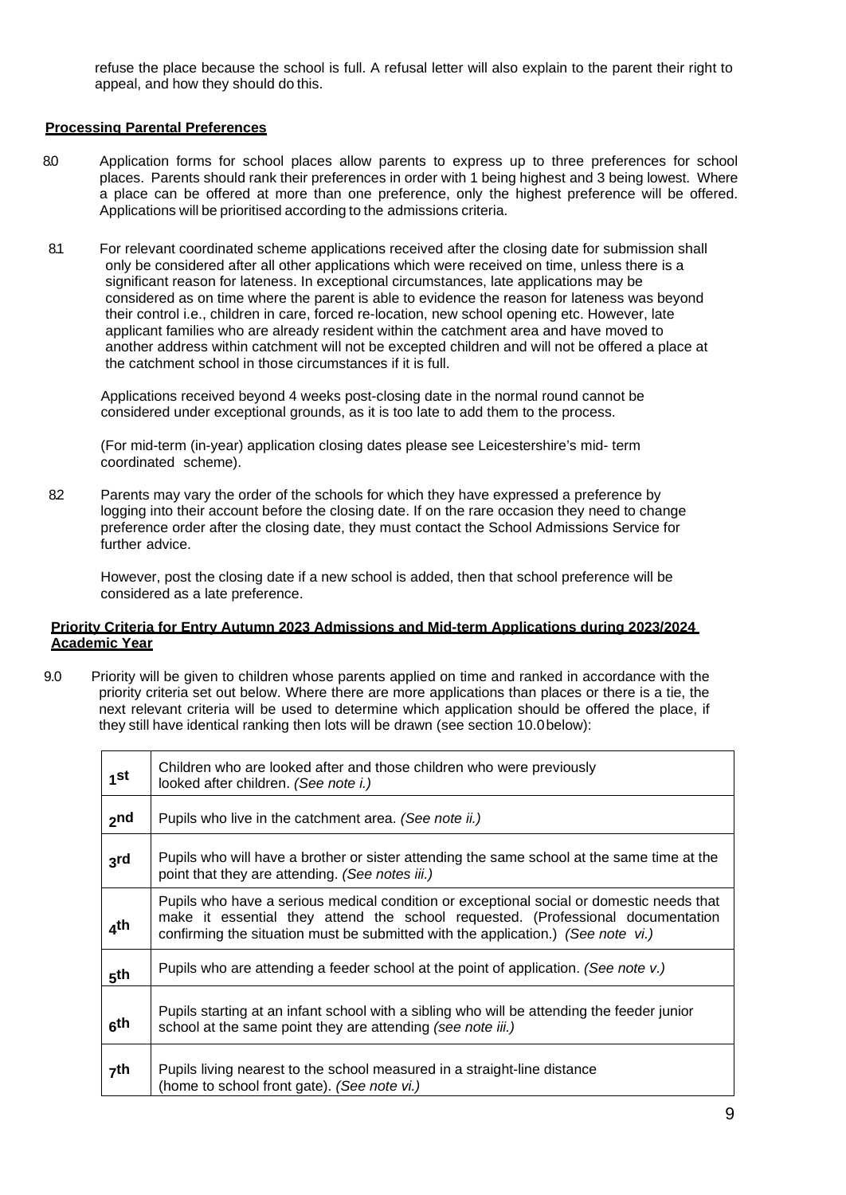refuse the place because the school is full. A refusal letter will also explain to the parent their right to appeal, and how they should do this.

**Processing Parental Preferences**

8.0 Application forms for school places allow parents to express up to three preferences for school places. Parents should rank their preferences in order with 1 being highest and 3 being lowest. Where a place can be offered at more than one preference, only the highest preference will be offered. Applications will be prioritised according to the admissions criteria.

8.1 For relevant coordinated scheme applications received after the closing date for submission shall only be considered after all other applications which were received on time, unless there is a significant reason for lateness. In exceptional circumstances, late applications may be considered as on time where the parent is able to evidence the reason for lateness was beyond their control i.e., children in care, forced re-location, new school opening etc. However, late applicant families who are already resident within the catchment area and have moved to another address within catchment will not be excepted children and will not be offered a place at the catchment school in those circumstances if it is full.

Applications received beyond 4 weeks post-closing date in the normal round cannot be considered under exceptional grounds, as it is too late to add them to the process.

(For mid-term (in-year) application closing dates please see Leicestershire's mid- term coordinated scheme).

8.2 Parents may vary the order of the schools for which they have expressed a preference by logging into their account before the closing date. If on the rare occasion they need to change preference order after the closing date, they must contact the School Admissions Service for further advice.

However, post the closing date if a new school is added, then that school preference will be considered as a late preference.

**Priority Criteria for Entry Autumn 2023 Admissions and Mid-term Applications during 2023/2024 Academic Year**

9.0 Priority will be given to children whose parents applied on time and ranked in accordance with the priority criteria set out below. Where there are more applications than places or there is a tie, the next relevant criteria will be used to determine which application should be offered the place, if they still have identical ranking then lots will be drawn (see section 10.0 below):

| | |
|---|---|
| 1st | Children who are looked after and those children who were previously looked after children. *(See note i.)* |
| 2nd | Pupils who live in the catchment area. *(See note ii.)* |
| 3rd | Pupils who will have a brother or sister attending the same school at the same time at the point that they are attending. *(See notes iii.)* |
| 4th | Pupils who have a serious medical condition or exceptional social or domestic needs that make it essential they attend the school requested. (Professional documentation confirming the situation must be submitted with the application.) *(See note vi.)* |
| 5th | Pupils who are attending a feeder school at the point of application. *(See note v.)* |
| 6th | Pupils starting at an infant school with a sibling who will be attending the feeder junior school at the same point they are attending *(see note iii.)* |
| 7th | Pupils living nearest to the school measured in a straight-line distance (home to school front gate). *(See note vi.)* |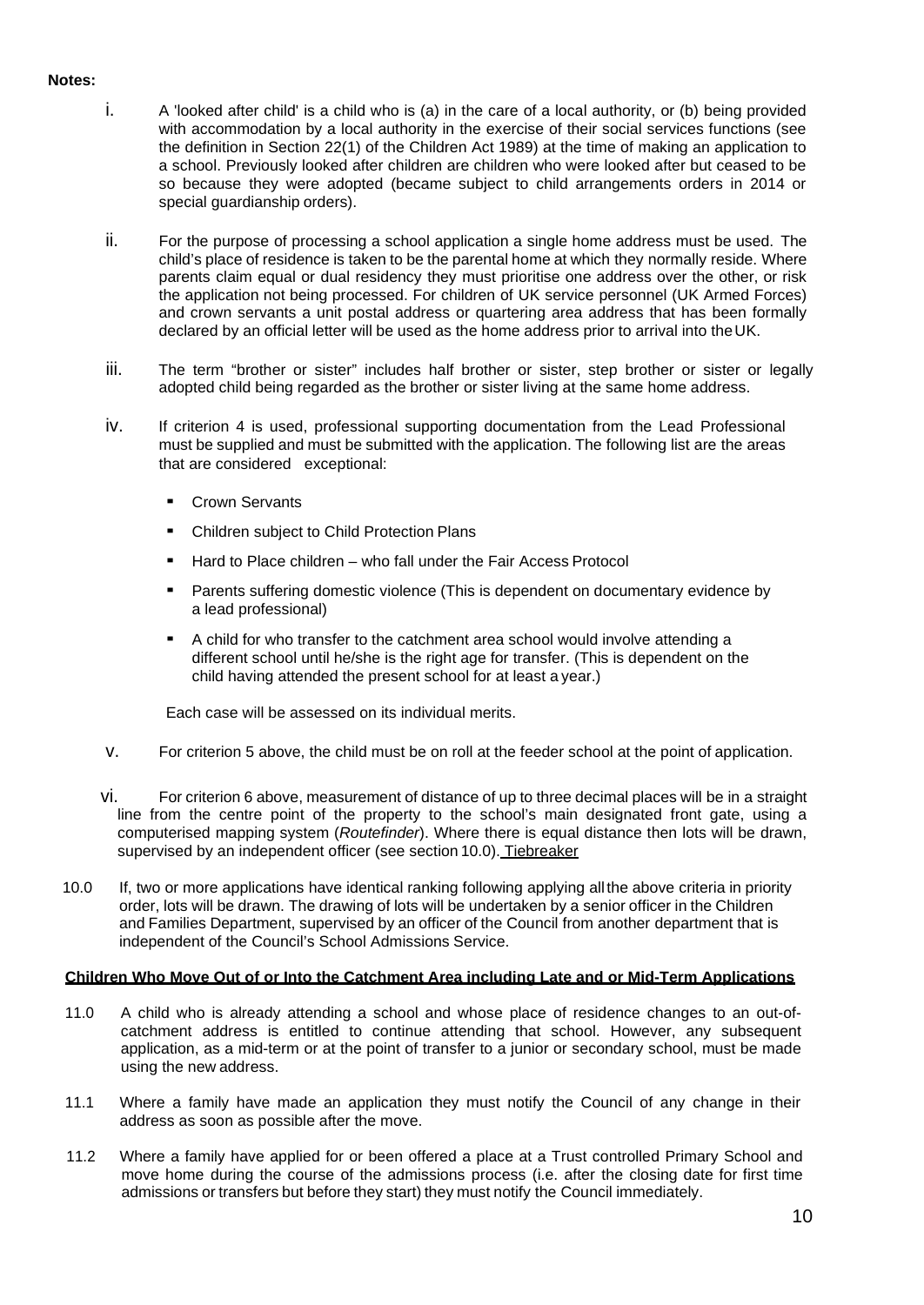**Notes:**

i. A 'looked after child' is a child who is (a) in the care of a local authority, or (b) being provided with accommodation by a local authority in the exercise of their social services functions (see the definition in Section 22(1) of the Children Act 1989) at the time of making an application to a school. Previously looked after children are children who were looked after but ceased to be so because they were adopted (became subject to child arrangements orders in 2014 or special guardianship orders).

ii. For the purpose of processing a school application a single home address must be used. The child's place of residence is taken to be the parental home at which they normally reside. Where parents claim equal or dual residency they must prioritise one address over the other, or risk the application not being processed. For children of UK service personnel (UK Armed Forces) and crown servants a unit postal address or quartering area address that has been formally declared by an official letter will be used as the home address prior to arrival into the UK.

iii. The term "brother or sister" includes half brother or sister, step brother or sister or legally adopted child being regarded as the brother or sister living at the same home address.

iv. If criterion 4 is used, professional supporting documentation from the Lead Professional must be supplied and must be submitted with the application. The following list are the areas that are considered exceptional:

- Crown Servants
- Children subject to Child Protection Plans
- Hard to Place children – who fall under the Fair Access Protocol
- Parents suffering domestic violence (This is dependent on documentary evidence by a lead professional)
- A child for who transfer to the catchment area school would involve attending a different school until he/she is the right age for transfer. (This is dependent on the child having attended the present school for at least a year.)

Each case will be assessed on its individual merits.

v. For criterion 5 above, the child must be on roll at the feeder school at the point of application.

vi. For criterion 6 above, measurement of distance of up to three decimal places will be in a straight line from the centre point of the property to the school's main designated front gate, using a computerised mapping system (*Routefinder*). Where there is equal distance then lots will be drawn, supervised by an independent officer (see section 10.0). Tiebreaker

10.0 If, two or more applications have identical ranking following applying all the above criteria in priority order, lots will be drawn. The drawing of lots will be undertaken by a senior officer in the Children and Families Department, supervised by an officer of the Council from another department that is independent of the Council's School Admissions Service.

**Children Who Move Out of or Into the Catchment Area including Late and or Mid-Term Applications**

11.0 A child who is already attending a school and whose place of residence changes to an out-of-catchment address is entitled to continue attending that school. However, any subsequent application, as a mid-term or at the point of transfer to a junior or secondary school, must be made using the new address.

11.1 Where a family have made an application they must notify the Council of any change in their address as soon as possible after the move.

11.2 Where a family have applied for or been offered a place at a Trust controlled Primary School and move home during the course of the admissions process (i.e. after the closing date for first time admissions or transfers but before they start) they must notify the Council immediately.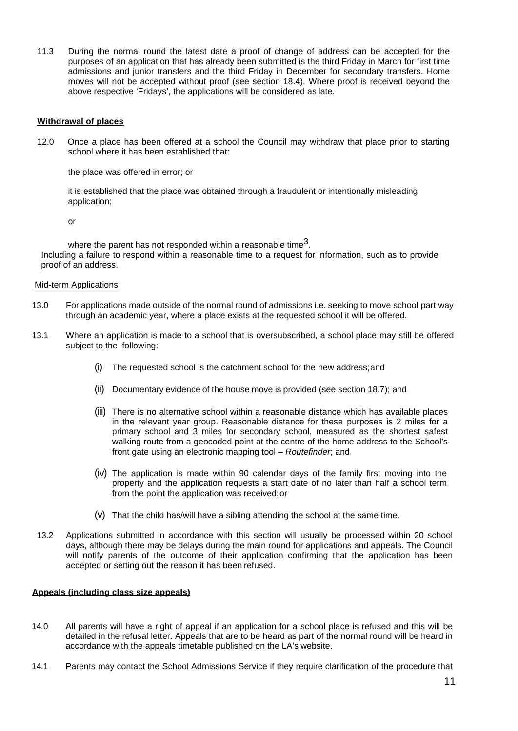11.3 During the normal round the latest date a proof of change of address can be accepted for the purposes of an application that has already been submitted is the third Friday in March for first time admissions and junior transfers and the third Friday in December for secondary transfers. Home moves will not be accepted without proof (see section 18.4). Where proof is received beyond the above respective 'Fridays', the applications will be considered as late.

**Withdrawal of places**

12.0 Once a place has been offered at a school the Council may withdraw that place prior to starting school where it has been established that:

the place was offered in error; or

it is established that the place was obtained through a fraudulent or intentionally misleading application;

or

where the parent has not responded within a reasonable time[3].

Including a failure to respond within a reasonable time to a request for information, such as to provide proof of an address.

Mid-term Applications

13.0 For applications made outside of the normal round of admissions i.e. seeking to move school part way through an academic year, where a place exists at the requested school it will be offered.

13.1 Where an application is made to a school that is oversubscribed, a school place may still be offered subject to the following:

(i) The requested school is the catchment school for the new address; and

(ii) Documentary evidence of the house move is provided (see section 18.7); and

(iii) There is no alternative school within a reasonable distance which has available places in the relevant year group. Reasonable distance for these purposes is 2 miles for a primary school and 3 miles for secondary school, measured as the shortest safest walking route from a geocoded point at the centre of the home address to the School's front gate using an electronic mapping tool – *Routefinder*; and

(iv) The application is made within 90 calendar days of the family first moving into the property and the application requests a start date of no later than half a school term from the point the application was received: or

(v) That the child has/will have a sibling attending the school at the same time.

13.2 Applications submitted in accordance with this section will usually be processed within 20 school days, although there may be delays during the main round for applications and appeals. The Council will notify parents of the outcome of their application confirming that the application has been accepted or setting out the reason it has been refused.

**Appeals (including class size appeals)**

14.0 All parents will have a right of appeal if an application for a school place is refused and this will be detailed in the refusal letter. Appeals that are to be heard as part of the normal round will be heard in accordance with the appeals timetable published on the LA's website.

14.1 Parents may contact the School Admissions Service if they require clarification of the procedure that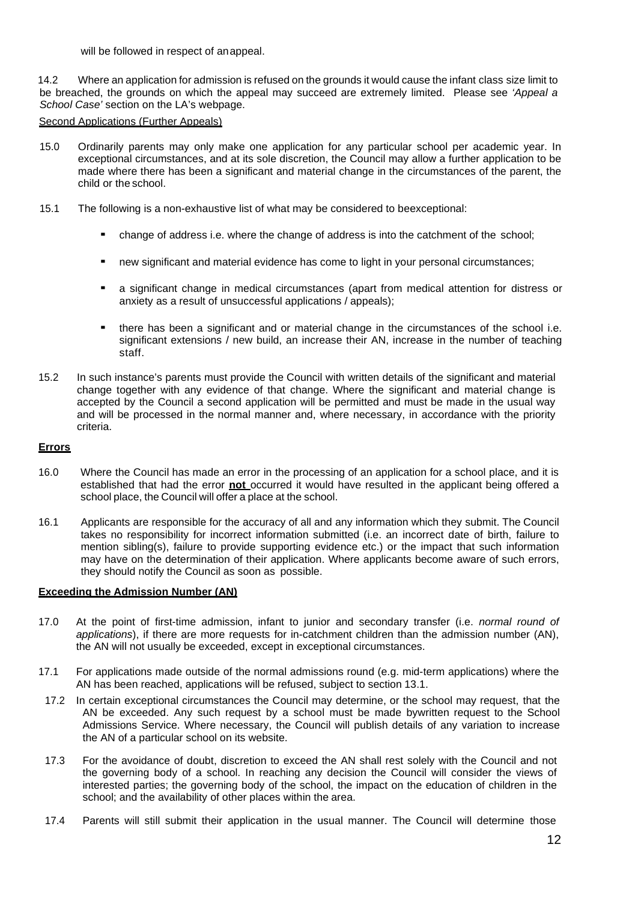will be followed in respect of an appeal.

14.2 Where an application for admission is refused on the grounds it would cause the infant class size limit to be breached, the grounds on which the appeal may succeed are extremely limited. Please see *'Appeal a School Case'* section on the LA's webpage.

Second Applications (Further Appeals)

15.0 Ordinarily parents may only make one application for any particular school per academic year. In exceptional circumstances, and at its sole discretion, the Council may allow a further application to be made where there has been a significant and material change in the circumstances of the parent, the child or the school.

15.1 The following is a non-exhaustive list of what may be considered to be exceptional:

- change of address i.e. where the change of address is into the catchment of the school;
- new significant and material evidence has come to light in your personal circumstances;
- a significant change in medical circumstances (apart from medical attention for distress or anxiety as a result of unsuccessful applications / appeals);
- there has been a significant and or material change in the circumstances of the school i.e. significant extensions / new build, an increase their AN, increase in the number of teaching staff.

15.2 In such instance's parents must provide the Council with written details of the significant and material change together with any evidence of that change. Where the significant and material change is accepted by the Council a second application will be permitted and must be made in the usual way and will be processed in the normal manner and, where necessary, in accordance with the priority criteria.

**Errors**

16.0 Where the Council has made an error in the processing of an application for a school place, and it is established that had the error **not** occurred it would have resulted in the applicant being offered a school place, the Council will offer a place at the school.

16.1 Applicants are responsible for the accuracy of all and any information which they submit. The Council takes no responsibility for incorrect information submitted (i.e. an incorrect date of birth, failure to mention sibling(s), failure to provide supporting evidence etc.) or the impact that such information may have on the determination of their application. Where applicants become aware of such errors, they should notify the Council as soon as possible.

**Exceeding the Admission Number (AN)**

17.0 At the point of first-time admission, infant to junior and secondary transfer (i.e. *normal round of applications*), if there are more requests for in-catchment children than the admission number (AN), the AN will not usually be exceeded, except in exceptional circumstances.

17.1 For applications made outside of the normal admissions round (e.g. mid-term applications) where the AN has been reached, applications will be refused, subject to section 13.1.

17.2 In certain exceptional circumstances the Council may determine, or the school may request, that the AN be exceeded. Any such request by a school must be made by written request to the School Admissions Service. Where necessary, the Council will publish details of any variation to increase the AN of a particular school on its website.

17.3 For the avoidance of doubt, discretion to exceed the AN shall rest solely with the Council and not the governing body of a school. In reaching any decision the Council will consider the views of interested parties; the governing body of the school, the impact on the education of children in the school; and the availability of other places within the area.

17.4 Parents will still submit their application in the usual manner. The Council will determine those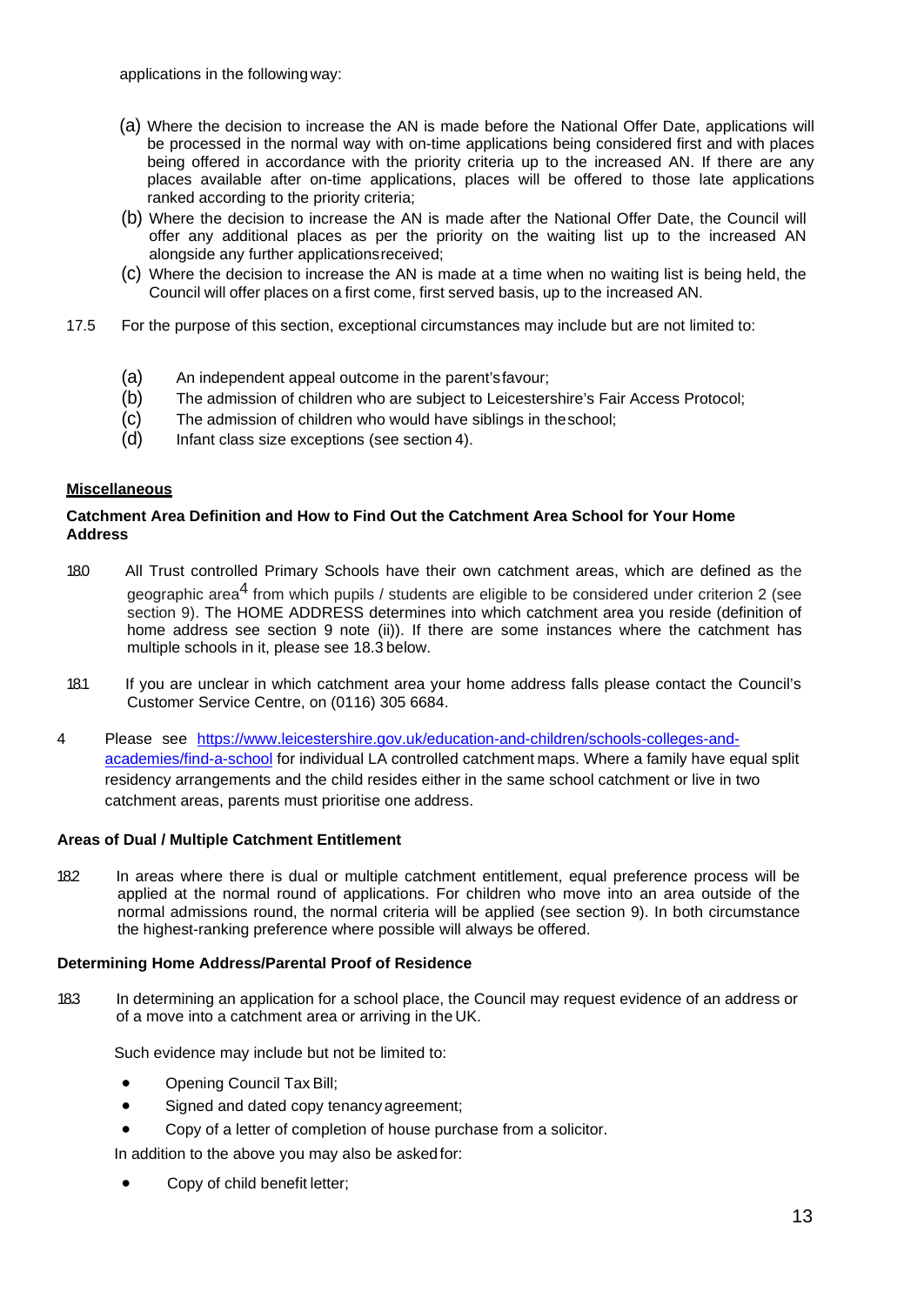applications in the following way:

(a) Where the decision to increase the AN is made before the National Offer Date, applications will be processed in the normal way with on-time applications being considered first and with places being offered in accordance with the priority criteria up to the increased AN. If there are any places available after on-time applications, places will be offered to those late applications ranked according to the priority criteria;

(b) Where the decision to increase the AN is made after the National Offer Date, the Council will offer any additional places as per the priority on the waiting list up to the increased AN alongside any further applications received;

(c) Where the decision to increase the AN is made at a time when no waiting list is being held, the Council will offer places on a first come, first served basis, up to the increased AN.

17.5 For the purpose of this section, exceptional circumstances may include but are not limited to:

(a) An independent appeal outcome in the parent's favour;
(b) The admission of children who are subject to Leicestershire's Fair Access Protocol;
(c) The admission of children who would have siblings in the school;
(d) Infant class size exceptions (see section 4).

**Miscellaneous**

**Catchment Area Definition and How to Find Out the Catchment Area School for Your Home Address**

18.0 All Trust controlled Primary Schools have their own catchment areas, which are defined as the geographic area[4] from which pupils / students are eligible to be considered under criterion 2 (see section 9). The HOME ADDRESS determines into which catchment area you reside (definition of home address see section 9 note (ii)). If there are some instances where the catchment has multiple schools in it, please see 18.3 below.

18.1 If you are unclear in which catchment area your home address falls please contact the Council's Customer Service Centre, on (0116) 305 6684.

4 Please see https://www.leicestershire.gov.uk/education-and-children/schools-colleges-and-academies/find-a-school for individual LA controlled catchment maps. Where a family have equal split residency arrangements and the child resides either in the same school catchment or live in two catchment areas, parents must prioritise one address.

**Areas of Dual / Multiple Catchment Entitlement**

18.2 In areas where there is dual or multiple catchment entitlement, equal preference process will be applied at the normal round of applications. For children who move into an area outside of the normal admissions round, the normal criteria will be applied (see section 9). In both circumstance the highest-ranking preference where possible will always be offered.

**Determining Home Address/Parental Proof of Residence**

18.3 In determining an application for a school place, the Council may request evidence of an address or of a move into a catchment area or arriving in the UK.

Such evidence may include but not be limited to:

- Opening Council Tax Bill;
- Signed and dated copy tenancy agreement;
- Copy of a letter of completion of house purchase from a solicitor.

In addition to the above you may also be asked for:

- Copy of child benefit letter;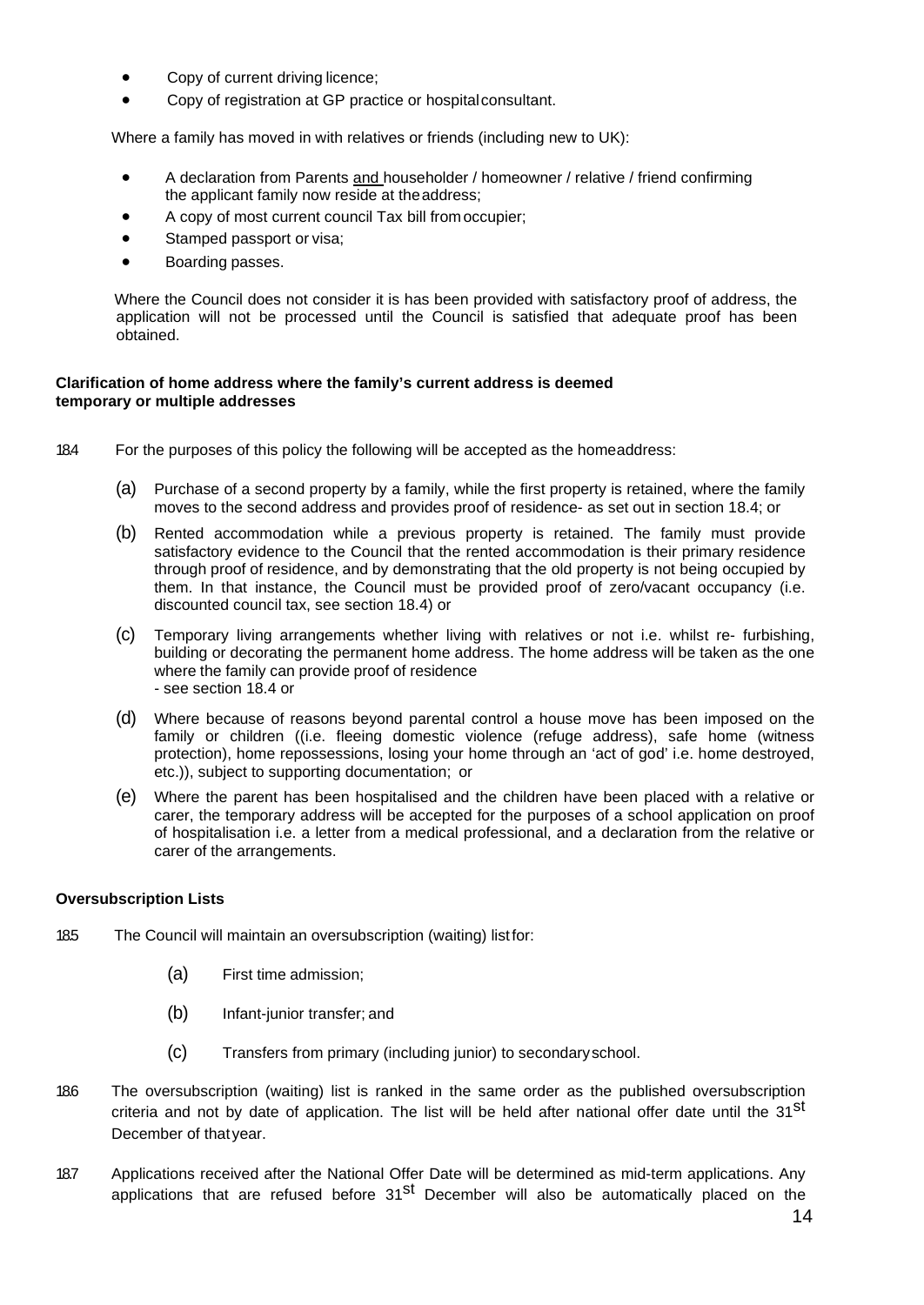- Copy of current driving licence;
- Copy of registration at GP practice or hospital consultant.

Where a family has moved in with relatives or friends (including new to UK):

- A declaration from Parents <u>and</u> householder / homeowner / relative / friend confirming the applicant family now reside at the address;
- A copy of most current council Tax bill from occupier;
- Stamped passport or visa;
- Boarding passes.

Where the Council does not consider it is has been provided with satisfactory proof of address, the application will not be processed until the Council is satisfied that adequate proof has been obtained.

**Clarification of home address where the family's current address is deemed temporary or multiple addresses**

18.4 For the purposes of this policy the following will be accepted as the home address:

(a) Purchase of a second property by a family, while the first property is retained, where the family moves to the second address and provides proof of residence- as set out in section 18.4; or

(b) Rented accommodation while a previous property is retained. The family must provide satisfactory evidence to the Council that the rented accommodation is their primary residence through proof of residence, and by demonstrating that the old property is not being occupied by them. In that instance, the Council must be provided proof of zero/vacant occupancy (i.e. discounted council tax, see section 18.4) or

(c) Temporary living arrangements whether living with relatives or not i.e. whilst re- furbishing, building or decorating the permanent home address. The home address will be taken as the one where the family can provide proof of residence - see section 18.4 or

(d) Where because of reasons beyond parental control a house move has been imposed on the family or children ((i.e. fleeing domestic violence (refuge address), safe home (witness protection), home repossessions, losing your home through an 'act of god' i.e. home destroyed, etc.)), subject to supporting documentation; or

(e) Where the parent has been hospitalised and the children have been placed with a relative or carer, the temporary address will be accepted for the purposes of a school application on proof of hospitalisation i.e. a letter from a medical professional, and a declaration from the relative or carer of the arrangements.

**Oversubscription Lists**

18.5 The Council will maintain an oversubscription (waiting) list for:

(a) First time admission;

(b) Infant-junior transfer; and

(c) Transfers from primary (including junior) to secondary school.

18.6 The oversubscription (waiting) list is ranked in the same order as the published oversubscription criteria and not by date of application. The list will be held after national offer date until the 31st December of that year.

18.7 Applications received after the National Offer Date will be determined as mid-term applications. Any applications that are refused before 31st December will also be automatically placed on the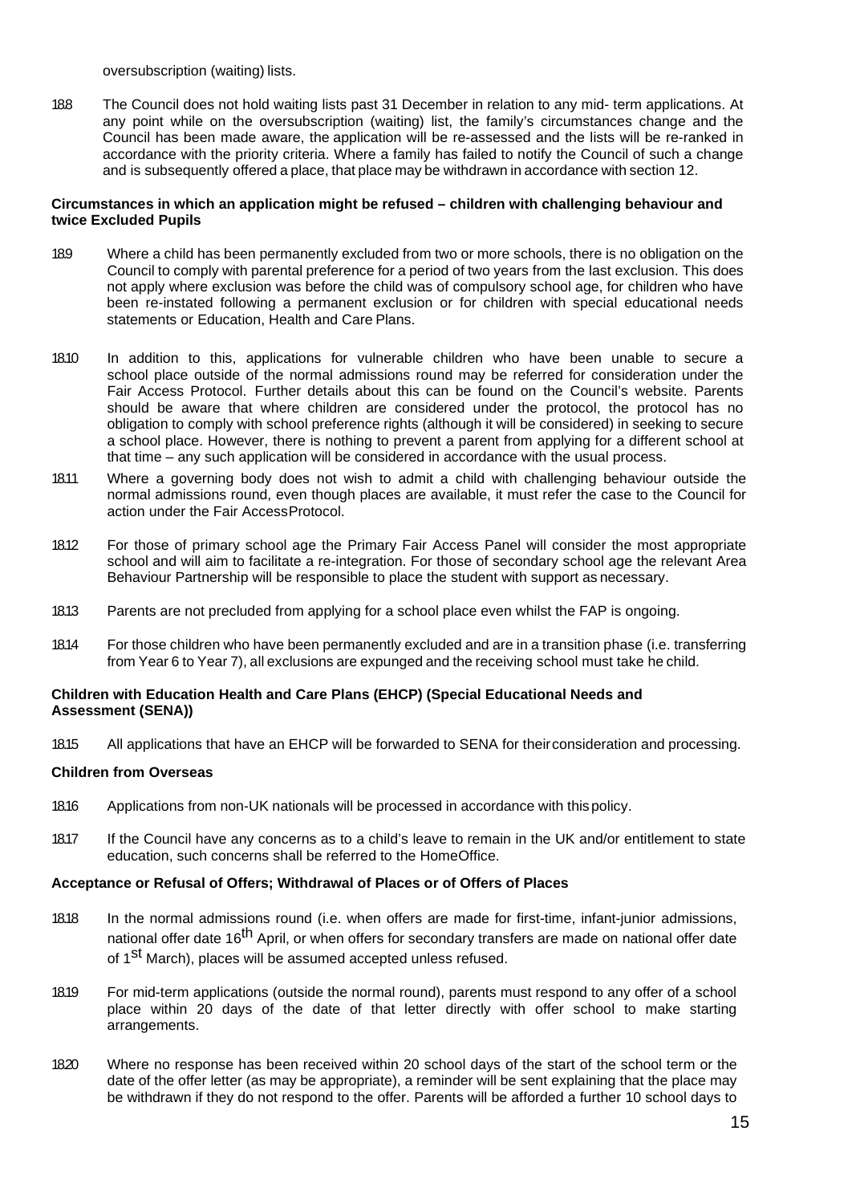oversubscription (waiting) lists.

18.8 The Council does not hold waiting lists past 31 December in relation to any mid- term applications. At any point while on the oversubscription (waiting) list, the family's circumstances change and the Council has been made aware, the application will be re-assessed and the lists will be re-ranked in accordance with the priority criteria. Where a family has failed to notify the Council of such a change and is subsequently offered a place, that place may be withdrawn in accordance with section 12.

**Circumstances in which an application might be refused – children with challenging behaviour and twice Excluded Pupils**

18.9 Where a child has been permanently excluded from two or more schools, there is no obligation on the Council to comply with parental preference for a period of two years from the last exclusion. This does not apply where exclusion was before the child was of compulsory school age, for children who have been re-instated following a permanent exclusion or for children with special educational needs statements or Education, Health and Care Plans.

18.10 In addition to this, applications for vulnerable children who have been unable to secure a school place outside of the normal admissions round may be referred for consideration under the Fair Access Protocol. Further details about this can be found on the Council's website. Parents should be aware that where children are considered under the protocol, the protocol has no obligation to comply with school preference rights (although it will be considered) in seeking to secure a school place. However, there is nothing to prevent a parent from applying for a different school at that time – any such application will be considered in accordance with the usual process.

18.11 Where a governing body does not wish to admit a child with challenging behaviour outside the normal admissions round, even though places are available, it must refer the case to the Council for action under the Fair AccessProtocol.

18.12 For those of primary school age the Primary Fair Access Panel will consider the most appropriate school and will aim to facilitate a re-integration. For those of secondary school age the relevant Area Behaviour Partnership will be responsible to place the student with support as necessary.

18.13 Parents are not precluded from applying for a school place even whilst the FAP is ongoing.

18.14 For those children who have been permanently excluded and are in a transition phase (i.e. transferring from Year 6 to Year 7), all exclusions are expunged and the receiving school must take he child.

**Children with Education Health and Care Plans (EHCP) (Special Educational Needs and Assessment (SENA))**

18.15 All applications that have an EHCP will be forwarded to SENA for theirconsideration and processing.

**Children from Overseas**

18.16 Applications from non-UK nationals will be processed in accordance with thispolicy.

18.17 If the Council have any concerns as to a child's leave to remain in the UK and/or entitlement to state education, such concerns shall be referred to the HomeOffice.

**Acceptance or Refusal of Offers; Withdrawal of Places or of Offers of Places**

18.18 In the normal admissions round (i.e. when offers are made for first-time, infant-junior admissions, national offer date 16th April, or when offers for secondary transfers are made on national offer date of 1st March), places will be assumed accepted unless refused.

18.19 For mid-term applications (outside the normal round), parents must respond to any offer of a school place within 20 days of the date of that letter directly with offer school to make starting arrangements.

18.20 Where no response has been received within 20 school days of the start of the school term or the date of the offer letter (as may be appropriate), a reminder will be sent explaining that the place may be withdrawn if they do not respond to the offer. Parents will be afforded a further 10 school days to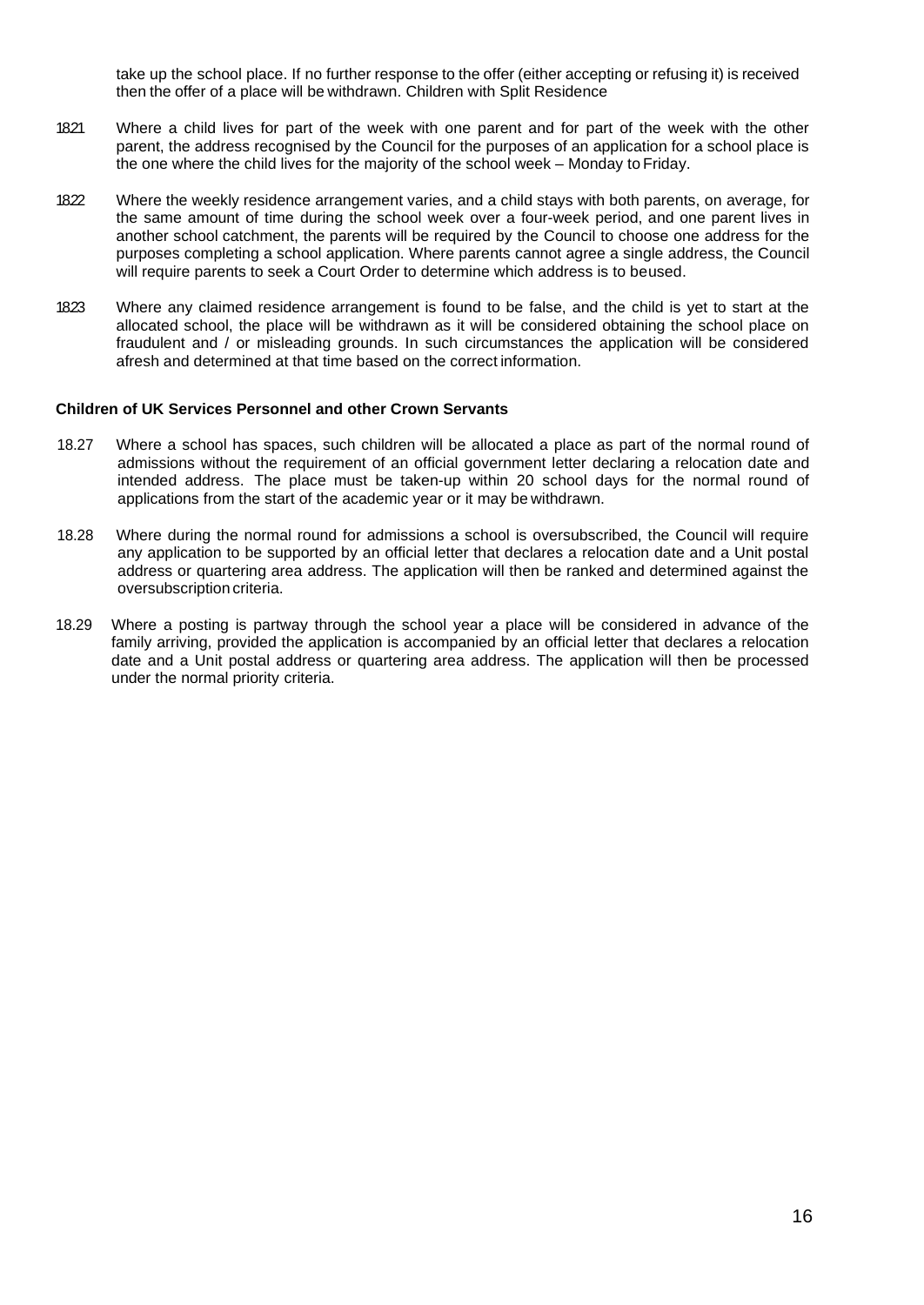take up the school place. If no further response to the offer (either accepting or refusing it) is received then the offer of a place will be withdrawn. Children with Split Residence

18.21 Where a child lives for part of the week with one parent and for part of the week with the other parent, the address recognised by the Council for the purposes of an application for a school place is the one where the child lives for the majority of the school week – Monday to Friday.

18.22 Where the weekly residence arrangement varies, and a child stays with both parents, on average, for the same amount of time during the school week over a four-week period, and one parent lives in another school catchment, the parents will be required by the Council to choose one address for the purposes completing a school application. Where parents cannot agree a single address, the Council will require parents to seek a Court Order to determine which address is to be used.

18.23 Where any claimed residence arrangement is found to be false, and the child is yet to start at the allocated school, the place will be withdrawn as it will be considered obtaining the school place on fraudulent and / or misleading grounds. In such circumstances the application will be considered afresh and determined at that time based on the correct information.

**Children of UK Services Personnel and other Crown Servants**

18.27 Where a school has spaces, such children will be allocated a place as part of the normal round of admissions without the requirement of an official government letter declaring a relocation date and intended address. The place must be taken-up within 20 school days for the normal round of applications from the start of the academic year or it may be withdrawn.

18.28 Where during the normal round for admissions a school is oversubscribed, the Council will require any application to be supported by an official letter that declares a relocation date and a Unit postal address or quartering area address. The application will then be ranked and determined against the oversubscription criteria.

18.29 Where a posting is partway through the school year a place will be considered in advance of the family arriving, provided the application is accompanied by an official letter that declares a relocation date and a Unit postal address or quartering area address. The application will then be processed under the normal priority criteria.